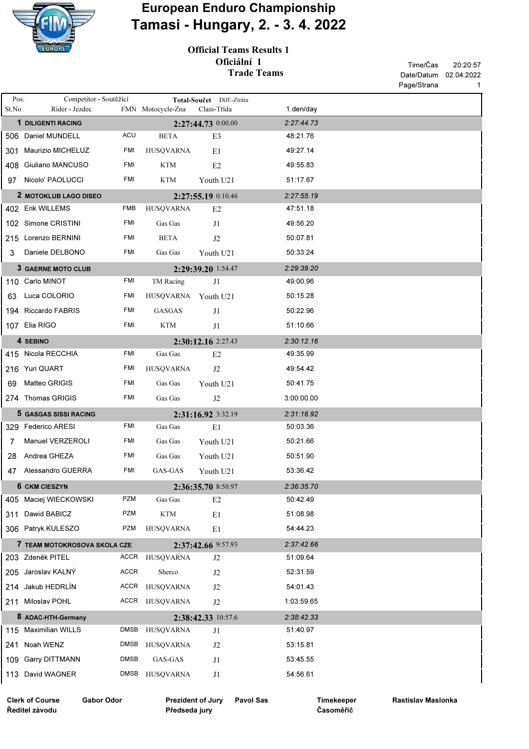# European Enduro Championship

# Tamasi - Hungary, 2. - 3. 4. 2022

**Official Teams Results 1**

**Oficiální 1**

**Trade Teams**

Time/Čas 20:20:57
Date/Datum 02.04.2022

| Pos. St.No | Competitor - Soutěžící Rider - Jezdec | FMN | Motocycle-Zna | Total-Součet Class-Třída | Diff.-Ztráta | 1.den/day |
|---|---|---|---|---|---|---|
| **1** | **DILIGENTI RACING** | | | **2:27:44.73** | 0:00.00 | *2:27:44.73* |
| 506 | Daniel MUNDELL | ACU | BETA | E3 | | 48:21.76 |
| 301 | Maurizio MICHELUZ | FMI | HUSQVARNA | E1 | | 49:27.14 |
| 408 | Giuliano MANCUSO | FMI | KTM | E2 | | 49:55.83 |
| 97 | Nicolo' PAOLUCCI | FMI | KTM | Youth U21 | | 51:17.67 |
| **2** | **MOTOKLUB LAGO DISEO** | | | **2:27:55.19** | 0:10.46 | *2:27:55.19* |
| 402 | Erik WILLEMS | FMB | HUSQVARNA | E2 | | 47:51.18 |
| 102 | Simone CRISTINI | FMI | Gas Gas | J1 | | 49:56.20 |
| 215 | Lorenzo BERNINI | FMI | BETA | J2 | | 50:07.81 |
| 3 | Daniele DELBONO | FMI | Gas Gas | Youth U21 | | 50:33.24 |
| **3** | **GAERNE MOTO CLUB** | | | **2:29:39.20** | 1:54.47 | *2:29:39.20* |
| 110 | Carlo MINOT | FMI | TM Racing | J1 | | 49:00.96 |
| 63 | Luca COLORIO | FMI | HUSQVARNA | Youth U21 | | 50:15.28 |
| 194 | Riccardo FABRIS | FMI | GASGAS | J1 | | 50:22.96 |
| 107 | Elia RIGO | FMI | KTM | J1 | | 51:10.66 |
| **4** | **SEBINO** | | | **2:30:12.16** | 2:27.43 | *2:30:12.16* |
| 415 | Nicola RECCHIA | FMI | Gas Gas | E2 | | 49:35.99 |
| 216 | Yuri QUART | FMI | HUSQVARNA | J2 | | 49:54.42 |
| 69 | Matteo GRIGIS | FMI | Gas Gas | Youth U21 | | 50:41.75 |
| 274 | Thomas GRIGIS | FMI | Gas Gas | J2 | | 3:00:00.00 |
| **5** | **GASGAS SISSI RACING** | | | **2:31:16.92** | 3:32.19 | *2:31:16.92* |
| 329 | Federico ARESI | FMI | Gas Gas | E1 | | 50:03.36 |
| 7 | Manuel VERZEROLI | FMI | Gas Gas | Youth U21 | | 50:21.66 |
| 28 | Andrea GHEZA | FMI | Gas Gas | Youth U21 | | 50:51.90 |
| 47 | Alessandro GUERRA | FMI | GAS-GAS | Youth U21 | | 53:36.42 |
| **6** | **CKM CIESZYN** | | | **2:36:35.70** | 8:50.97 | *2:36:35.70* |
| 405 | Maciej WIECKOWSKI | PZM | Gas Gas | E2 | | 50:42.49 |
| 311 | Dawid BABICZ | PZM | KTM | E1 | | 51:08.98 |
| 306 | Patryk KULESZO | PZM | HUSQVARNA | E1 | | 54:44.23 |
| **7** | **TEAM MOTOKROSOVA SKOLA CZE** | | | **2:37:42.66** | 9:57.93 | *2:37:42.66* |
| 203 | Zdeněk PITEL | ACCR | HUSQVARNA | J2 | | 51:09.64 |
| 205 | Jaroslav KALNÝ | ACCR | Sherco | J2 | | 52:31.59 |
| 214 | Jakub HEDRLÍN | ACCR | HUSQVARNA | J2 | | 54:01.43 |
| 211 | Miloslav POHL | ACCR | HUSQVARNA | J2 | | 1:03:59.65 |
| **8** | **ADAC-HTH-Germany** | | | **2:38:42.33** | 10:57.6 | *2:38:42.33* |
| 115 | Maximilian WILLS | DMSB | HUSQVARNA | J1 | | 51:40.97 |
| 241 | Noah WENZ | DMSB | HUSQVARNA | J2 | | 53:15.81 |
| 109 | Garry DITTMANN | DMSB | GAS-GAS | J1 | | 53:45.55 |
| 113 | David WAGNER | DMSB | HUSQVARNA | J1 | | 54:56.61 |

**Clerk of Course / Ředitel závodu** Gabor Odor    **Prezident of Jury / Předseda jury** Pavol Sas    **Timekeeper / Časoměřič** Rastislav Maslonka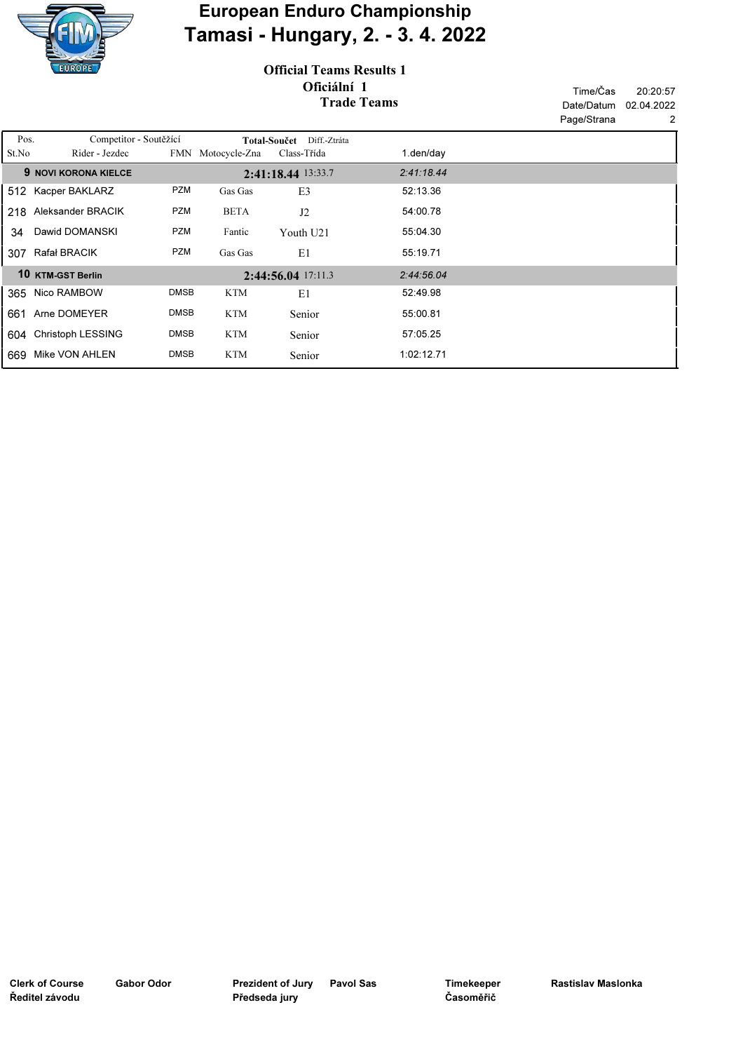# European Enduro Championship

# Tamasi - Hungary, 2. - 3. 4. 2022

**Official Teams Results 1**

**Oficiální 1**

**Trade Teams**

Time/Čas 20:20:57
Date/Datum 02.04.2022
Page/Strana 2

| Pos. / St.No | Competitor - Soutěžící / Rider - Jezdec | FMN | Motocycle-Zna | Total-Součet / Class-Třída | Diff.-Ztráta | 1.den/day |
|---|---|---|---|---|---|---|
| **9** | **NOVI KORONA KIELCE** | | | **2:41:18.44** | 13:33.7 | *2:41:18.44* |
| 512 | Kacper BAKLARZ | PZM | Gas Gas | E3 | | 52:13.36 |
| 218 | Aleksander BRACIK | PZM | BETA | J2 | | 54:00.78 |
| 34 | Dawid DOMANSKI | PZM | Fantic | Youth U21 | | 55:04.30 |
| 307 | Rafał BRACIK | PZM | Gas Gas | E1 | | 55:19.71 |
| **10** | **KTM-GST Berlin** | | | **2:44:56.04** | 17:11.3 | *2:44:56.04* |
| 365 | Nico RAMBOW | DMSB | KTM | E1 | | 52:49.98 |
| 661 | Arne DOMEYER | DMSB | KTM | Senior | | 55:00.81 |
| 604 | Christoph LESSING | DMSB | KTM | Senior | | 57:05.25 |
| 669 | Mike VON AHLEN | DMSB | KTM | Senior | | 1:02:12.71 |

**Clerk of Course / Ředitel závodu** Gabor Odor

**Prezident of Jury / Předseda jury** Pavol Sas

**Timekeeper / Časoměřič** Rastislav Maslonka